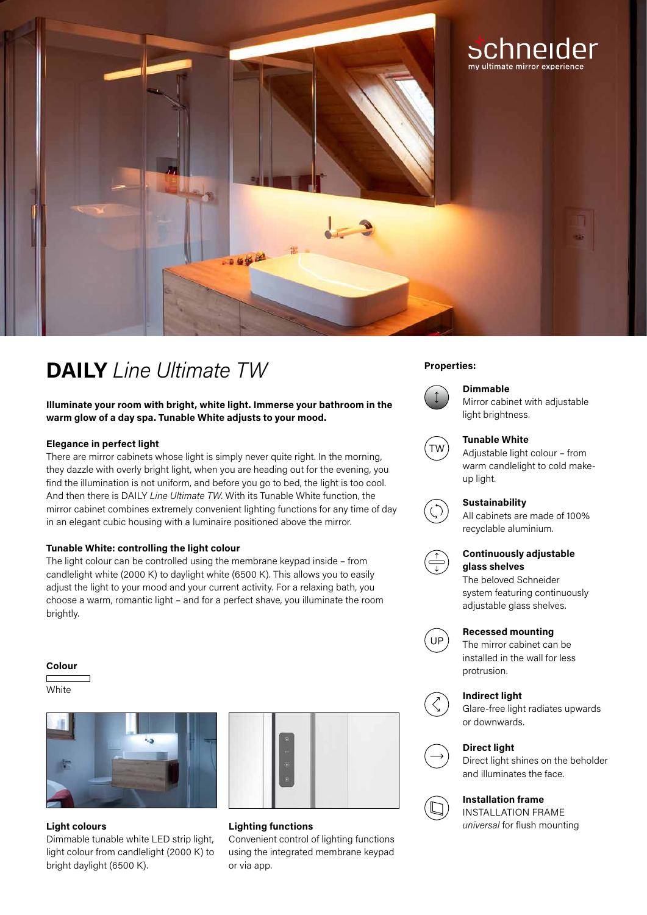schneider
my ultimate mirror experience

# **DAILY** *Line Ultimate TW*

**Illuminate your room with bright, white light. Immerse your bathroom in the warm glow of a day spa. Tunable White adjusts to your mood.**

### Elegance in perfect light

There are mirror cabinets whose light is simply never quite right. In the morning, they dazzle with overly bright light, when you are heading out for the evening, you find the illumination is not uniform, and before you go to bed, the light is too cool. And then there is DAILY *Line Ultimate TW*. With its Tunable White function, the mirror cabinet combines extremely convenient lighting functions for any time of day in an elegant cubic housing with a luminaire positioned above the mirror.

### Tunable White: controlling the light colour

The light colour can be controlled using the membrane keypad inside – from candlelight white (2000 K) to daylight white (6500 K). This allows you to easily adjust the light to your mood and your current activity. For a relaxing bath, you choose a warm, romantic light – and for a perfect shave, you illuminate the room brightly.

### Colour

White

**Light colours**
Dimmable tunable white LED strip light, light colour from candlelight (2000 K) to bright daylight (6500 K).

**Lighting functions**
Convenient control of lighting functions using the integrated membrane keypad or via app.

### Properties:

**Dimmable**
Mirror cabinet with adjustable light brightness.

**Tunable White**
Adjustable light colour – from warm candlelight to cold make-up light.

**Sustainability**
All cabinets are made of 100% recyclable aluminium.

**Continuously adjustable glass shelves**
The beloved Schneider system featuring continuously adjustable glass shelves.

**Recessed mounting**
The mirror cabinet can be installed in the wall for less protrusion.

**Indirect light**
Glare-free light radiates upwards or downwards.

**Direct light**
Direct light shines on the beholder and illuminates the face.

**Installation frame**
INSTALLATION FRAME *universal* for flush mounting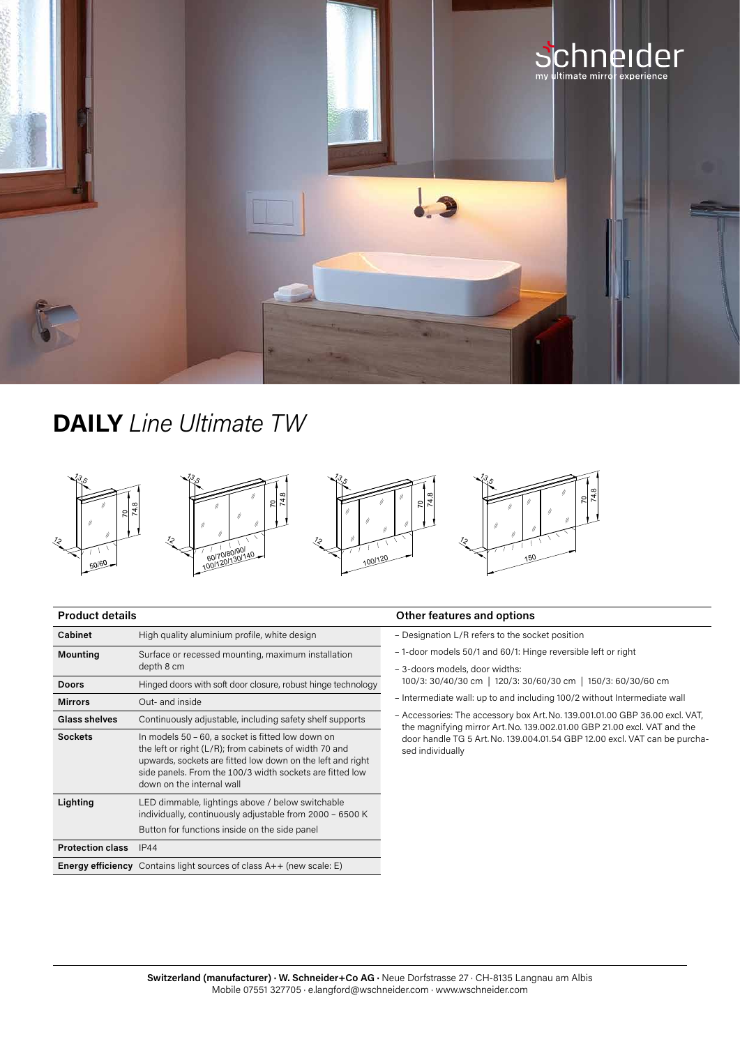# **DAILY** *Line Ultimate TW*

13.5
12
70
74.8
50/60

13.5
12
70
74.8
60/70/80/90/
100/120/130/140

13.5
12
70
74.8
100/120

13.5
12
70
74.8
150

| Product details | |
|---|---|
| **Cabinet** | High quality aluminium profile, white design |
| **Mounting** | Surface or recessed mounting, maximum installation depth 8 cm |
| **Doors** | Hinged doors with soft door closure, robust hinge technology |
| **Mirrors** | Out- and inside |
| **Glass shelves** | Continuously adjustable, including safety shelf supports |
| **Sockets** | In models 50 – 60, a socket is fitted low down on the left or right (L/R); from cabinets of width 70 and upwards, sockets are fitted low down on the left and right side panels. From the 100/3 width sockets are fitted low down on the internal wall |
| **Lighting** | LED dimmable, lightings above / below switchable individually, continuously adjustable from 2000 – 6500 K<br>Button for functions inside on the side panel |
| **Protection class** | IP44 |
| **Energy efficiency** | Contains light sources of class A++ (new scale: E) |

## Other features and options

- Designation L/R refers to the socket position
- 1-door models 50/1 and 60/1: Hinge reversible left or right
- 3-doors models, door widths:
  100/3: 30/40/30 cm | 120/3: 30/60/30 cm | 150/3: 60/30/60 cm
- Intermediate wall: up to and including 100/2 without Intermediate wall
- Accessories: The accessory box Art. No. 139.001.01.00 GBP 36.00 excl. VAT, the magnifying mirror Art. No. 139.002.01.00 GBP 21.00 excl. VAT and the door handle TG 5 Art. No. 139.004.01.54 GBP 12.00 excl. VAT can be purchased individually

**Switzerland (manufacturer) · W. Schneider+Co AG ·** Neue Dorfstrasse 27 · CH-8135 Langnau am Albis
Mobile 07551 327705 · e.langford@wschneider.com · www.wschneider.com